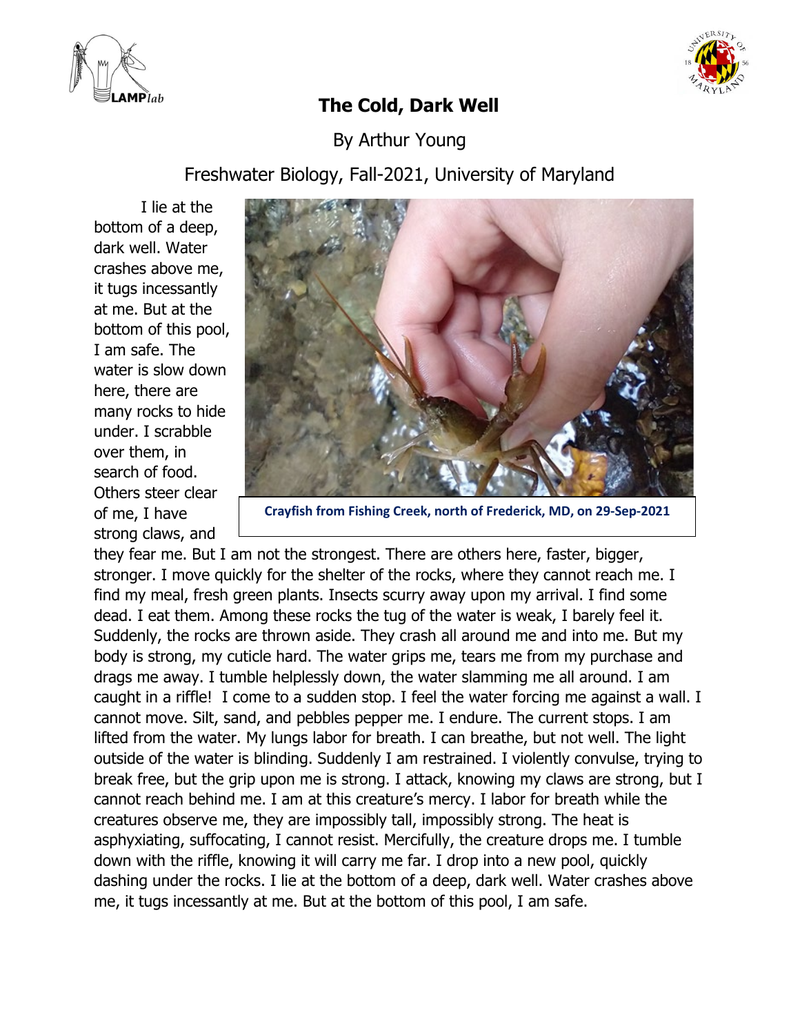# The Cold, Dark Well

By Arthur Young

Freshwater Biology, Fall-2021, University of Maryland

Crayfish from Fishing Creek, north of Frederick, MD, on 29-Sep-2021

I lie at the bottom of a deep, dark well. Water crashes above me, it tugs incessantly at me. But at the bottom of this pool, I am safe. The water is slow down here, there are many rocks to hide under. I scrabble over them, in search of food. Others steer clear of me, I have strong claws, and they fear me. But I am not the strongest. There are others here, faster, bigger, stronger. I move quickly for the shelter of the rocks, where they cannot reach me. I find my meal, fresh green plants. Insects scurry away upon my arrival. I find some dead. I eat them. Among these rocks the tug of the water is weak, I barely feel it. Suddenly, the rocks are thrown aside. They crash all around me and into me. But my body is strong, my cuticle hard. The water grips me, tears me from my purchase and drags me away. I tumble helplessly down, the water slamming me all around. I am caught in a riffle! I come to a sudden stop. I feel the water forcing me against a wall. I cannot move. Silt, sand, and pebbles pepper me. I endure. The current stops. I am lifted from the water. My lungs labor for breath. I can breathe, but not well. The light outside of the water is blinding. Suddenly I am restrained. I violently convulse, trying to break free, but the grip upon me is strong. I attack, knowing my claws are strong, but I cannot reach behind me. I am at this creature's mercy. I labor for breath while the creatures observe me, they are impossibly tall, impossibly strong. The heat is asphyxiating, suffocating, I cannot resist. Mercifully, the creature drops me. I tumble down with the riffle, knowing it will carry me far. I drop into a new pool, quickly dashing under the rocks. I lie at the bottom of a deep, dark well. Water crashes above me, it tugs incessantly at me. But at the bottom of this pool, I am safe.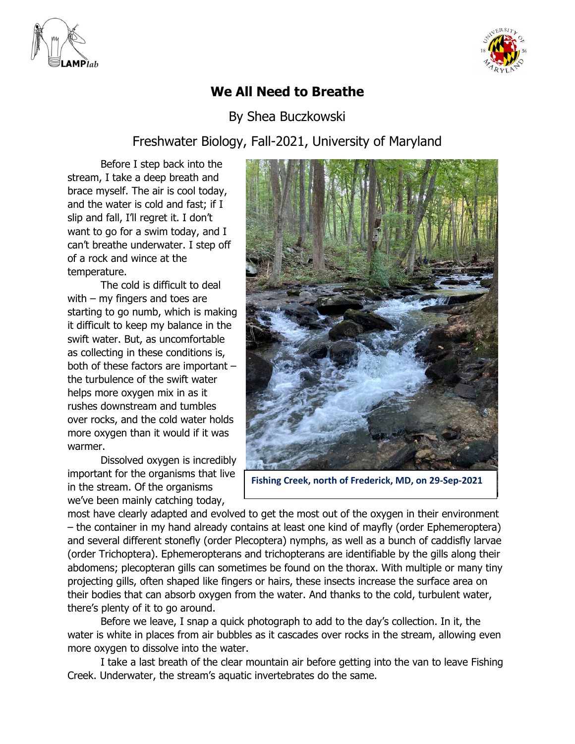# We All Need to Breathe

By Shea Buczkowski

Freshwater Biology, Fall-2021, University of Maryland

Before I step back into the stream, I take a deep breath and brace myself. The air is cool today, and the water is cold and fast; if I slip and fall, I'll regret it. I don't want to go for a swim today, and I can't breathe underwater. I step off of a rock and wince at the temperature.

The cold is difficult to deal with – my fingers and toes are starting to go numb, which is making it difficult to keep my balance in the swift water. But, as uncomfortable as collecting in these conditions is, both of these factors are important – the turbulence of the swift water helps more oxygen mix in as it rushes downstream and tumbles over rocks, and the cold water holds more oxygen than it would if it was warmer.

Dissolved oxygen is incredibly important for the organisms that live in the stream. Of the organisms we've been mainly catching today, most have clearly adapted and evolved to get the most out of the oxygen in their environment – the container in my hand already contains at least one kind of mayfly (order Ephemeroptera) and several different stonefly (order Plecoptera) nymphs, as well as a bunch of caddisfly larvae (order Trichoptera). Ephemeropterans and trichopterans are identifiable by the gills along their abdomens; plecopteran gills can sometimes be found on the thorax. With multiple or many tiny projecting gills, often shaped like fingers or hairs, these insects increase the surface area on their bodies that can absorb oxygen from the water. And thanks to the cold, turbulent water, there's plenty of it to go around.

**Fishing Creek, north of Frederick, MD, on 29-Sep-2021**

Before we leave, I snap a quick photograph to add to the day's collection. In it, the water is white in places from air bubbles as it cascades over rocks in the stream, allowing even more oxygen to dissolve into the water.

I take a last breath of the clear mountain air before getting into the van to leave Fishing Creek. Underwater, the stream's aquatic invertebrates do the same.